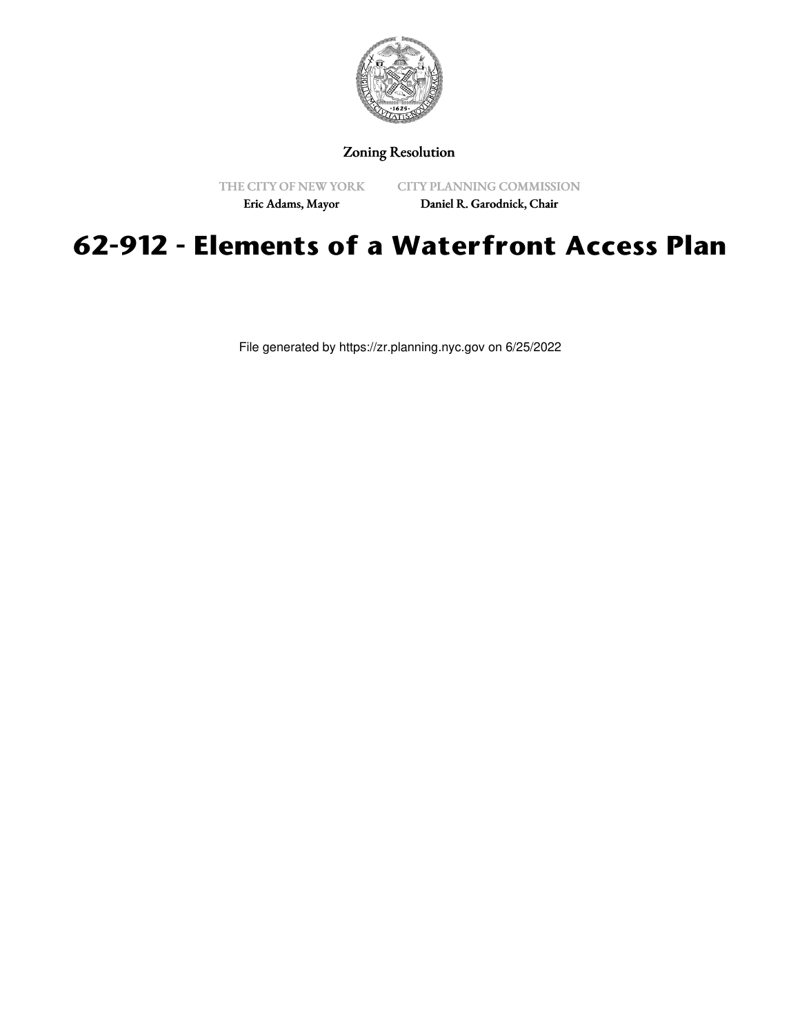Zoning Resolution

THE CITY OF NEW YORK
Eric Adams, Mayor

CITY PLANNING COMMISSION
Daniel R. Garodnick, Chair

# 62-912 - Elements of a Waterfront Access Plan

File generated by https://zr.planning.nyc.gov on 6/25/2022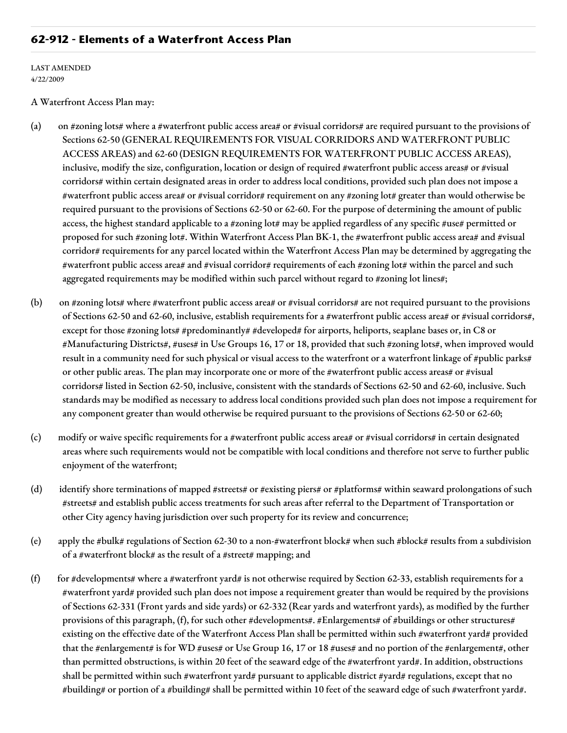## 62-912 - Elements of a Waterfront Access Plan

LAST AMENDED
4/22/2009

A Waterfront Access Plan may:

(a) on #zoning lots# where a #waterfront public access area# or #visual corridors# are required pursuant to the provisions of Sections 62-50 (GENERAL REQUIREMENTS FOR VISUAL CORRIDORS AND WATERFRONT PUBLIC ACCESS AREAS) and 62-60 (DESIGN REQUIREMENTS FOR WATERFRONT PUBLIC ACCESS AREAS), inclusive, modify the size, configuration, location or design of required #waterfront public access areas# or #visual corridors# within certain designated areas in order to address local conditions, provided such plan does not impose a #waterfront public access area# or #visual corridor# requirement on any #zoning lot# greater than would otherwise be required pursuant to the provisions of Sections 62-50 or 62-60. For the purpose of determining the amount of public access, the highest standard applicable to a #zoning lot# may be applied regardless of any specific #use# permitted or proposed for such #zoning lot#. Within Waterfront Access Plan BK-1, the #waterfront public access area# and #visual corridor# requirements for any parcel located within the Waterfront Access Plan may be determined by aggregating the #waterfront public access area# and #visual corridor# requirements of each #zoning lot# within the parcel and such aggregated requirements may be modified within such parcel without regard to #zoning lot lines#;

(b) on #zoning lots# where #waterfront public access area# or #visual corridors# are not required pursuant to the provisions of Sections 62-50 and 62-60, inclusive, establish requirements for a #waterfront public access area# or #visual corridors#, except for those #zoning lots# #predominantly# #developed# for airports, heliports, seaplane bases or, in C8 or #Manufacturing Districts#, #uses# in Use Groups 16, 17 or 18, provided that such #zoning lots#, when improved would result in a community need for such physical or visual access to the waterfront or a waterfront linkage of #public parks# or other public areas. The plan may incorporate one or more of the #waterfront public access areas# or #visual corridors# listed in Section 62-50, inclusive, consistent with the standards of Sections 62-50 and 62-60, inclusive. Such standards may be modified as necessary to address local conditions provided such plan does not impose a requirement for any component greater than would otherwise be required pursuant to the provisions of Sections 62-50 or 62-60;

(c) modify or waive specific requirements for a #waterfront public access area# or #visual corridors# in certain designated areas where such requirements would not be compatible with local conditions and therefore not serve to further public enjoyment of the waterfront;

(d) identify shore terminations of mapped #streets# or #existing piers# or #platforms# within seaward prolongations of such #streets# and establish public access treatments for such areas after referral to the Department of Transportation or other City agency having jurisdiction over such property for its review and concurrence;

(e) apply the #bulk# regulations of Section 62-30 to a non-#waterfront block# when such #block# results from a subdivision of a #waterfront block# as the result of a #street# mapping; and

(f) for #developments# where a #waterfront yard# is not otherwise required by Section 62-33, establish requirements for a #waterfront yard# provided such plan does not impose a requirement greater than would be required by the provisions of Sections 62-331 (Front yards and side yards) or 62-332 (Rear yards and waterfront yards), as modified by the further provisions of this paragraph, (f), for such other #developments#. #Enlargements# of #buildings or other structures# existing on the effective date of the Waterfront Access Plan shall be permitted within such #waterfront yard# provided that the #enlargement# is for WD #uses# or Use Group 16, 17 or 18 #uses# and no portion of the #enlargement#, other than permitted obstructions, is within 20 feet of the seaward edge of the #waterfront yard#. In addition, obstructions shall be permitted within such #waterfront yard# pursuant to applicable district #yard# regulations, except that no #building# or portion of a #building# shall be permitted within 10 feet of the seaward edge of such #waterfront yard#.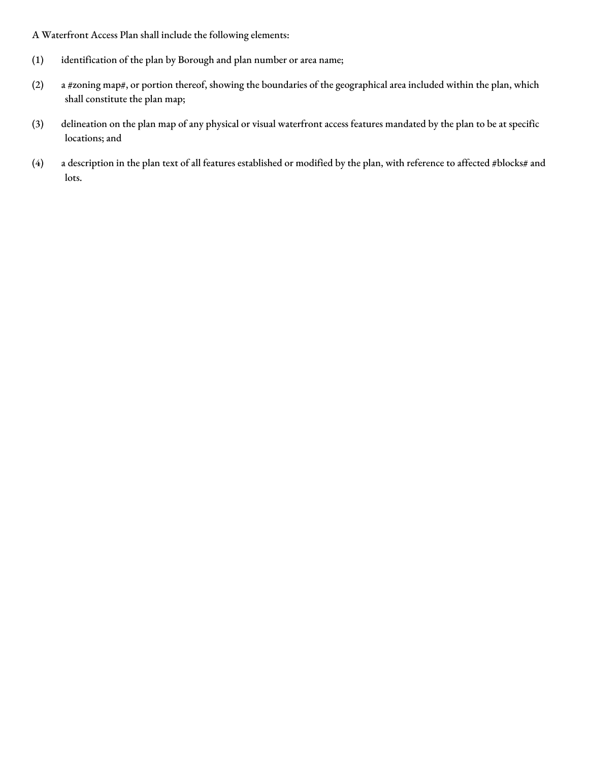A Waterfront Access Plan shall include the following elements:

(1) identification of the plan by Borough and plan number or area name;

(2) a #zoning map#, or portion thereof, showing the boundaries of the geographical area included within the plan, which shall constitute the plan map;

(3) delineation on the plan map of any physical or visual waterfront access features mandated by the plan to be at specific locations; and

(4) a description in the plan text of all features established or modified by the plan, with reference to affected #blocks# and lots.